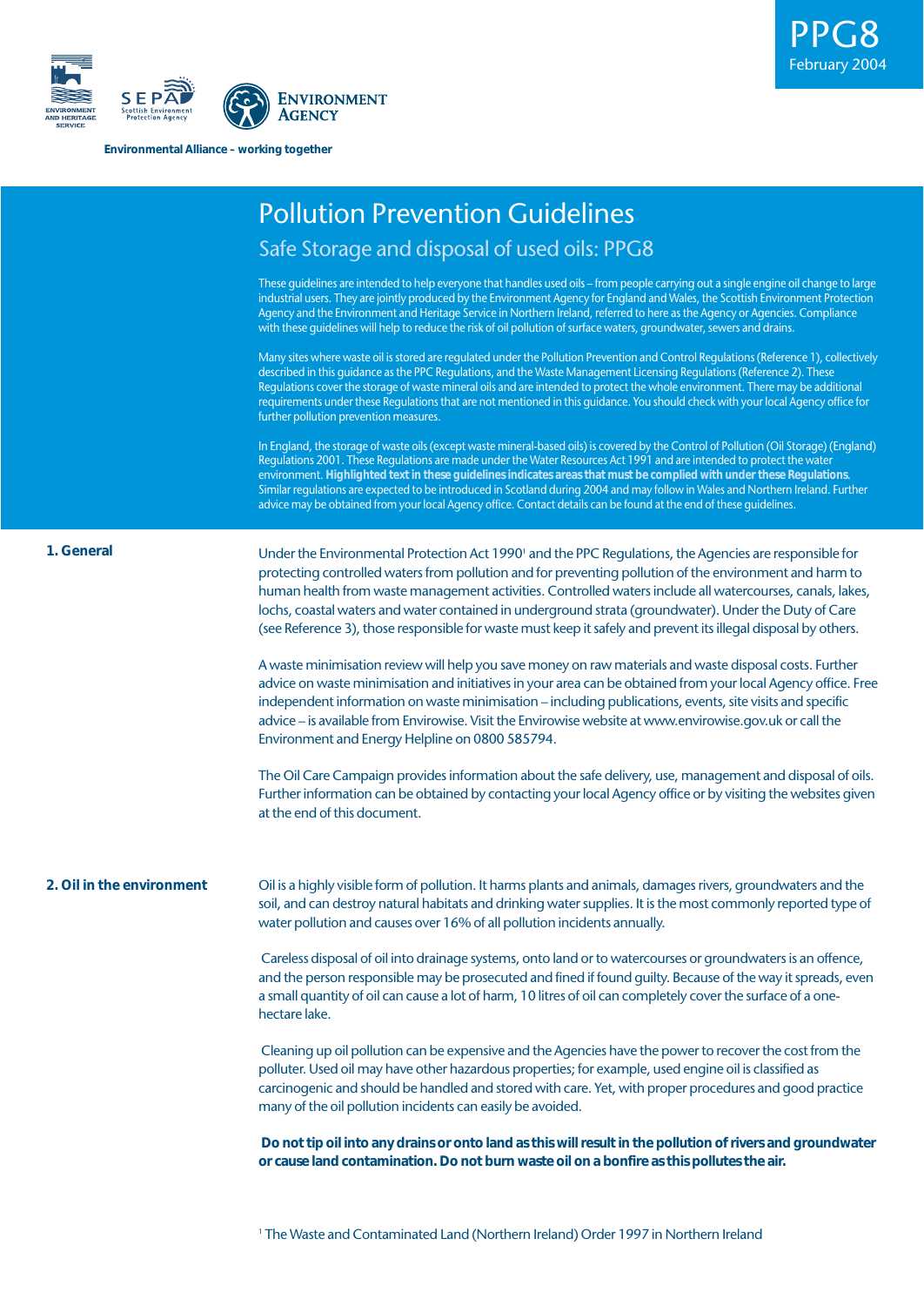PPG8
February 2004

ENVIRONMENT AND HERITAGE SERVICE | SEPA Scottish Environment Protection Agency | ENVIRONMENT AGENCY

**Environmental Alliance – working together**

# Pollution Prevention Guidelines

## Safe Storage and disposal of used oils: PPG8

These guidelines are intended to help everyone that handles used oils – from people carrying out a single engine oil change to large industrial users. They are jointly produced by the Environment Agency for England and Wales, the Scottish Environment Protection Agency and the Environment and Heritage Service in Northern Ireland, referred to here as the Agency or Agencies. Compliance with these guidelines will help to reduce the risk of oil pollution of surface waters, groundwater, sewers and drains.

Many sites where waste oil is stored are regulated under the Pollution Prevention and Control Regulations (Reference 1), collectively described in this guidance as the PPC Regulations, and the Waste Management Licensing Regulations (Reference 2). These Regulations cover the storage of waste mineral oils and are intended to protect the whole environment. There may be additional requirements under these Regulations that are not mentioned in this guidance. You should check with your local Agency office for further pollution prevention measures.

In England, the storage of waste oils (except waste mineral-based oils) is covered by the Control of Pollution (Oil Storage) (England) Regulations 2001. These Regulations are made under the Water Resources Act 1991 and are intended to protect the water environment. **Highlighted text in these guidelines indicates areas that must be complied with under these Regulations**. Similar regulations are expected to be introduced in Scotland during 2004 and may follow in Wales and Northern Ireland. Further advice may be obtained from your local Agency office. Contact details can be found at the end of these guidelines.

### 1. General

Under the Environmental Protection Act 1990[1] and the PPC Regulations, the Agencies are responsible for protecting controlled waters from pollution and for preventing pollution of the environment and harm to human health from waste management activities. Controlled waters include all watercourses, canals, lakes, lochs, coastal waters and water contained in underground strata (groundwater). Under the Duty of Care (see Reference 3), those responsible for waste must keep it safely and prevent its illegal disposal by others.

A waste minimisation review will help you save money on raw materials and waste disposal costs. Further advice on waste minimisation and initiatives in your area can be obtained from your local Agency office. Free independent information on waste minimisation – including publications, events, site visits and specific advice – is available from Envirowise. Visit the Envirowise website at www.envirowise.gov.uk or call the Environment and Energy Helpline on 0800 585794.

The Oil Care Campaign provides information about the safe delivery, use, management and disposal of oils. Further information can be obtained by contacting your local Agency office or by visiting the websites given at the end of this document.

### 2. Oil in the environment

Oil is a highly visible form of pollution. It harms plants and animals, damages rivers, groundwaters and the soil, and can destroy natural habitats and drinking water supplies. It is the most commonly reported type of water pollution and causes over 16% of all pollution incidents annually.

Careless disposal of oil into drainage systems, onto land or to watercourses or groundwaters is an offence, and the person responsible may be prosecuted and fined if found guilty. Because of the way it spreads, even a small quantity of oil can cause a lot of harm, 10 litres of oil can completely cover the surface of a one-hectare lake.

Cleaning up oil pollution can be expensive and the Agencies have the power to recover the cost from the polluter. Used oil may have other hazardous properties; for example, used engine oil is classified as carcinogenic and should be handled and stored with care. Yet, with proper procedures and good practice many of the oil pollution incidents can easily be avoided.

**Do not tip oil into any drains or onto land as this will result in the pollution of rivers and groundwater or cause land contamination. Do not burn waste oil on a bonfire as this pollutes the air.**

[1] The Waste and Contaminated Land (Northern Ireland) Order 1997 in Northern Ireland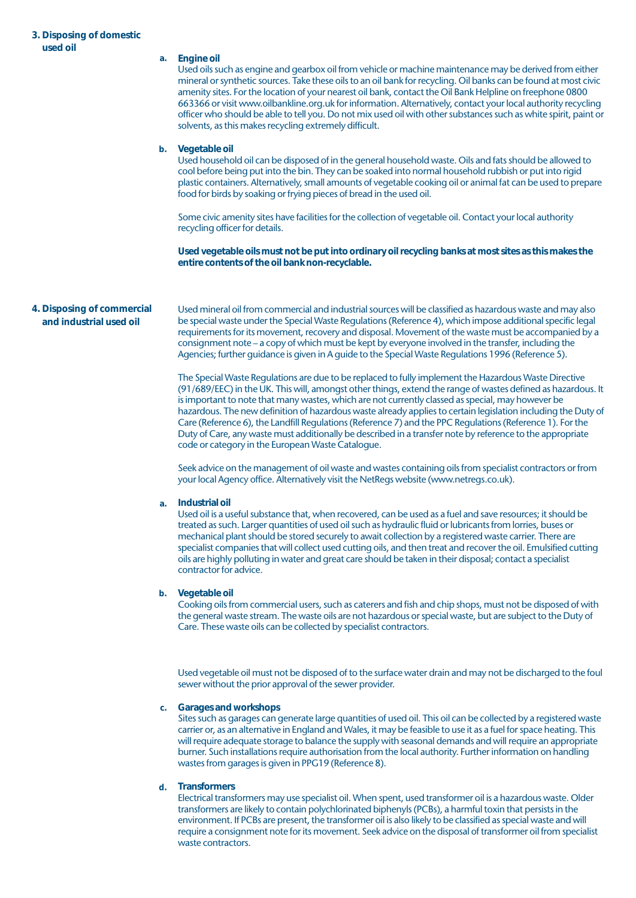## 3. Disposing of domestic used oil

### a. Engine oil

Used oils such as engine and gearbox oil from vehicle or machine maintenance may be derived from either mineral or synthetic sources. Take these oils to an oil bank for recycling. Oil banks can be found at most civic amenity sites. For the location of your nearest oil bank, contact the Oil Bank Helpline on freephone 0800 663366 or visit www.oilbankline.org.uk for information. Alternatively, contact your local authority recycling officer who should be able to tell you. Do not mix used oil with other substances such as white spirit, paint or solvents, as this makes recycling extremely difficult.

### b. Vegetable oil

Used household oil can be disposed of in the general household waste. Oils and fats should be allowed to cool before being put into the bin. They can be soaked into normal household rubbish or put into rigid plastic containers. Alternatively, small amounts of vegetable cooking oil or animal fat can be used to prepare food for birds by soaking or frying pieces of bread in the used oil.

Some civic amenity sites have facilities for the collection of vegetable oil. Contact your local authority recycling officer for details.

**Used vegetable oils must not be put into ordinary oil recycling banks at most sites as this makes the entire contents of the oil bank non-recyclable.**

## 4. Disposing of commercial and industrial used oil

Used mineral oil from commercial and industrial sources will be classified as hazardous waste and may also be special waste under the Special Waste Regulations (Reference 4), which impose additional specific legal requirements for its movement, recovery and disposal. Movement of the waste must be accompanied by a consignment note – a copy of which must be kept by everyone involved in the transfer, including the Agencies; further guidance is given in A guide to the Special Waste Regulations 1996 (Reference 5).

The Special Waste Regulations are due to be replaced to fully implement the Hazardous Waste Directive (91/689/EEC) in the UK. This will, amongst other things, extend the range of wastes defined as hazardous. It is important to note that many wastes, which are not currently classed as special, may however be hazardous. The new definition of hazardous waste already applies to certain legislation including the Duty of Care (Reference 6), the Landfill Regulations (Reference 7) and the PPC Regulations (Reference 1). For the Duty of Care, any waste must additionally be described in a transfer note by reference to the appropriate code or category in the European Waste Catalogue.

Seek advice on the management of oil waste and wastes containing oils from specialist contractors or from your local Agency office. Alternatively visit the NetRegs website (www.netregs.co.uk).

### a. Industrial oil

Used oil is a useful substance that, when recovered, can be used as a fuel and save resources; it should be treated as such. Larger quantities of used oil such as hydraulic fluid or lubricants from lorries, buses or mechanical plant should be stored securely to await collection by a registered waste carrier. There are specialist companies that will collect used cutting oils, and then treat and recover the oil. Emulsified cutting oils are highly polluting in water and great care should be taken in their disposal; contact a specialist contractor for advice.

### b. Vegetable oil

Cooking oils from commercial users, such as caterers and fish and chip shops, must not be disposed of with the general waste stream. The waste oils are not hazardous or special waste, but are subject to the Duty of Care. These waste oils can be collected by specialist contractors.

Used vegetable oil must not be disposed of to the surface water drain and may not be discharged to the foul sewer without the prior approval of the sewer provider.

### c. Garages and workshops

Sites such as garages can generate large quantities of used oil. This oil can be collected by a registered waste carrier or, as an alternative in England and Wales, it may be feasible to use it as a fuel for space heating. This will require adequate storage to balance the supply with seasonal demands and will require an appropriate burner. Such installations require authorisation from the local authority. Further information on handling wastes from garages is given in PPG19 (Reference 8).

### d. Transformers

Electrical transformers may use specialist oil. When spent, used transformer oil is a hazardous waste. Older transformers are likely to contain polychlorinated biphenyls (PCBs), a harmful toxin that persists in the environment. If PCBs are present, the transformer oil is also likely to be classified as special waste and will require a consignment note for its movement. Seek advice on the disposal of transformer oil from specialist waste contractors.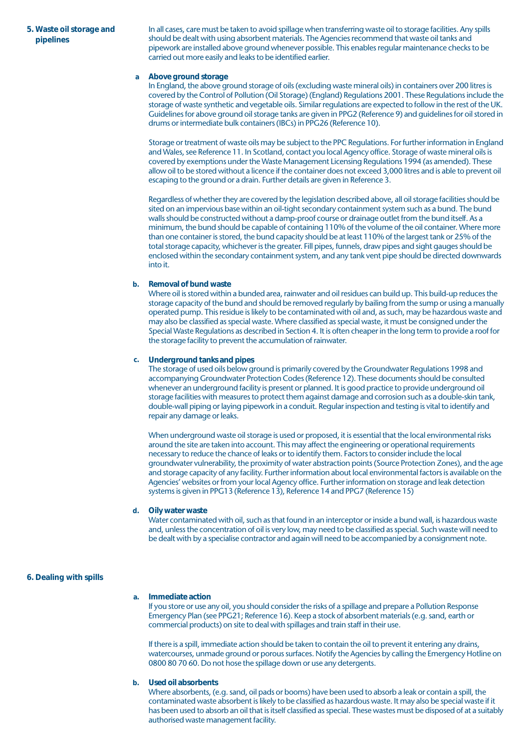## 5. Waste oil storage and pipelines

In all cases, care must be taken to avoid spillage when transferring waste oil to storage facilities. Any spills should be dealt with using absorbent materials. The Agencies recommend that waste oil tanks and pipework are installed above ground whenever possible. This enables regular maintenance checks to be carried out more easily and leaks to be identified earlier.

### a Above ground storage

In England, the above ground storage of oils (excluding waste mineral oils) in containers over 200 litres is covered by the Control of Pollution (Oil Storage) (England) Regulations 2001. These Regulations include the storage of waste synthetic and vegetable oils. Similar regulations are expected to follow in the rest of the UK. Guidelines for above ground oil storage tanks are given in PPG2 (Reference 9) and guidelines for oil stored in drums or intermediate bulk containers (IBCs) in PPG26 (Reference 10).

Storage or treatment of waste oils may be subject to the PPC Regulations. For further information in England and Wales, see Reference 11. In Scotland, contact you local Agency office. Storage of waste mineral oils is covered by exemptions under the Waste Management Licensing Regulations 1994 (as amended). These allow oil to be stored without a licence if the container does not exceed 3,000 litres and is able to prevent oil escaping to the ground or a drain. Further details are given in Reference 3.

Regardless of whether they are covered by the legislation described above, all oil storage facilities should be sited on an impervious base within an oil-tight secondary containment system such as a bund. The bund walls should be constructed without a damp-proof course or drainage outlet from the bund itself. As a minimum, the bund should be capable of containing 110% of the volume of the oil container. Where more than one container is stored, the bund capacity should be at least 110% of the largest tank or 25% of the total storage capacity, whichever is the greater. Fill pipes, funnels, draw pipes and sight gauges should be enclosed within the secondary containment system, and any tank vent pipe should be directed downwards into it.

### b. Removal of bund waste

Where oil is stored within a bunded area, rainwater and oil residues can build up. This build-up reduces the storage capacity of the bund and should be removed regularly by bailing from the sump or using a manually operated pump. This residue is likely to be contaminated with oil and, as such, may be hazardous waste and may also be classified as special waste. Where classified as special waste, it must be consigned under the Special Waste Regulations as described in Section 4. It is often cheaper in the long term to provide a roof for the storage facility to prevent the accumulation of rainwater.

### c. Underground tanks and pipes

The storage of used oils below ground is primarily covered by the Groundwater Regulations 1998 and accompanying Groundwater Protection Codes (Reference 12). These documents should be consulted whenever an underground facility is present or planned. It is good practice to provide underground oil storage facilities with measures to protect them against damage and corrosion such as a double-skin tank, double-wall piping or laying pipework in a conduit. Regular inspection and testing is vital to identify and repair any damage or leaks.

When underground waste oil storage is used or proposed, it is essential that the local environmental risks around the site are taken into account. This may affect the engineering or operational requirements necessary to reduce the chance of leaks or to identify them. Factors to consider include the local groundwater vulnerability, the proximity of water abstraction points (Source Protection Zones), and the age and storage capacity of any facility. Further information about local environmental factors is available on the Agencies' websites or from your local Agency office. Further information on storage and leak detection systems is given in PPG13 (Reference 13), Reference 14 and PPG7 (Reference 15)

### d. Oily water waste

Water contaminated with oil, such as that found in an interceptor or inside a bund wall, is hazardous waste and, unless the concentration of oil is very low, may need to be classified as special. Such waste will need to be dealt with by a specialise contractor and again will need to be accompanied by a consignment note.

## 6. Dealing with spills

### a. Immediate action

If you store or use any oil, you should consider the risks of a spillage and prepare a Pollution Response Emergency Plan (see PPG21; Reference 16). Keep a stock of absorbent materials (e.g. sand, earth or commercial products) on site to deal with spillages and train staff in their use.

If there is a spill, immediate action should be taken to contain the oil to prevent it entering any drains, watercourses, unmade ground or porous surfaces. Notify the Agencies by calling the Emergency Hotline on 0800 80 70 60. Do not hose the spillage down or use any detergents.

### b. Used oil absorbents

Where absorbents, (e.g. sand, oil pads or booms) have been used to absorb a leak or contain a spill, the contaminated waste absorbent is likely to be classified as hazardous waste. It may also be special waste if it has been used to absorb an oil that is itself classified as special. These wastes must be disposed of at a suitably authorised waste management facility.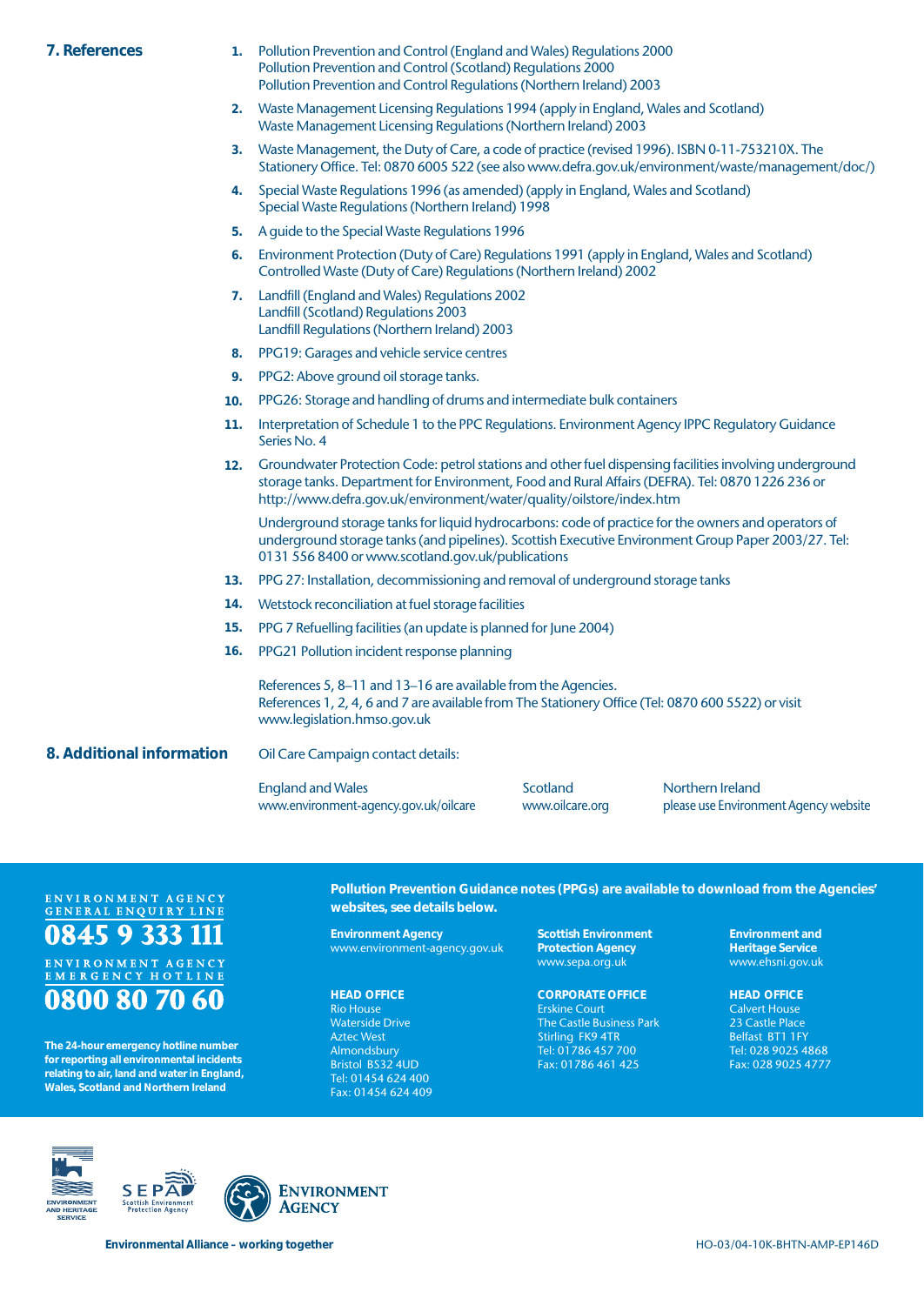## 7. References

1. Pollution Prevention and Control (England and Wales) Regulations 2000
   Pollution Prevention and Control (Scotland) Regulations 2000
   Pollution Prevention and Control Regulations (Northern Ireland) 2003
2. Waste Management Licensing Regulations 1994 (apply in England, Wales and Scotland)
   Waste Management Licensing Regulations (Northern Ireland) 2003
3. Waste Management, the Duty of Care, a code of practice (revised 1996). ISBN 0-11-753210X. The Stationery Office. Tel: 0870 6005 522 (see also www.defra.gov.uk/environment/waste/management/doc/)
4. Special Waste Regulations 1996 (as amended) (apply in England, Wales and Scotland)
   Special Waste Regulations (Northern Ireland) 1998
5. A guide to the Special Waste Regulations 1996
6. Environment Protection (Duty of Care) Regulations 1991 (apply in England, Wales and Scotland)
   Controlled Waste (Duty of Care) Regulations (Northern Ireland) 2002
7. Landfill (England and Wales) Regulations 2002
   Landfill (Scotland) Regulations 2003
   Landfill Regulations (Northern Ireland) 2003
8. PPG19: Garages and vehicle service centres
9. PPG2: Above ground oil storage tanks.
10. PPG26: Storage and handling of drums and intermediate bulk containers
11. Interpretation of Schedule 1 to the PPC Regulations. Environment Agency IPPC Regulatory Guidance Series No. 4
12. Groundwater Protection Code: petrol stations and other fuel dispensing facilities involving underground storage tanks. Department for Environment, Food and Rural Affairs (DEFRA). Tel: 0870 1226 236 or http://www.defra.gov.uk/environment/water/quality/oilstore/index.htm

    Underground storage tanks for liquid hydrocarbons: code of practice for the owners and operators of underground storage tanks (and pipelines). Scottish Executive Environment Group Paper 2003/27. Tel: 0131 556 8400 or www.scotland.gov.uk/publications
13. PPG 27: Installation, decommissioning and removal of underground storage tanks
14. Wetstock reconciliation at fuel storage facilities
15. PPG 7 Refuelling facilities (an update is planned for June 2004)
16. PPG21 Pollution incident response planning

References 5, 8–11 and 13–16 are available from the Agencies.
References 1, 2, 4, 6 and 7 are available from The Stationery Office (Tel: 0870 600 5522) or visit www.legislation.hmso.gov.uk

## 8. Additional information

Oil Care Campaign contact details:

| England and Wales | Scotland | Northern Ireland |
|---|---|---|
| www.environment-agency.gov.uk/oilcare | www.oilcare.org | please use Environment Agency website |

ENVIRONMENT AGENCY GENERAL ENQUIRY LINE
**0845 9 333 111**

ENVIRONMENT AGENCY EMERGENCY HOTLINE
**0800 80 70 60**

**The 24-hour emergency hotline number for reporting all environmental incidents relating to air, land and water in England, Wales, Scotland and Northern Ireland**

**Pollution Prevention Guidance notes (PPGs) are available to download from the Agencies' websites, see details below.**

| Environment Agency | Scottish Environment Protection Agency | Environment and Heritage Service |
|---|---|---|
| www.environment-agency.gov.uk | www.sepa.org.uk | www.ehsni.gov.uk |
| **HEAD OFFICE** | **CORPORATE OFFICE** | **HEAD OFFICE** |
| Rio House, Waterside Drive, Aztec West, Almondsbury, Bristol BS32 4UD | Erskine Court, The Castle Business Park, Stirling FK9 4TR | Calvert House, 23 Castle Place, Belfast BT1 1FY |
| Tel: 01454 624 400 | Tel: 01786 457 700 | Tel: 028 9025 4868 |
| Fax: 01454 624 409 | Fax: 01786 461 425 | Fax: 028 9025 4777 |

ENVIRONMENT AND HERITAGE SERVICE
SEPA Scottish Environment Protection Agency
ENVIRONMENT AGENCY

**Environmental Alliance – working together**

HO-03/04-10K-BHTN-AMP-EP146D